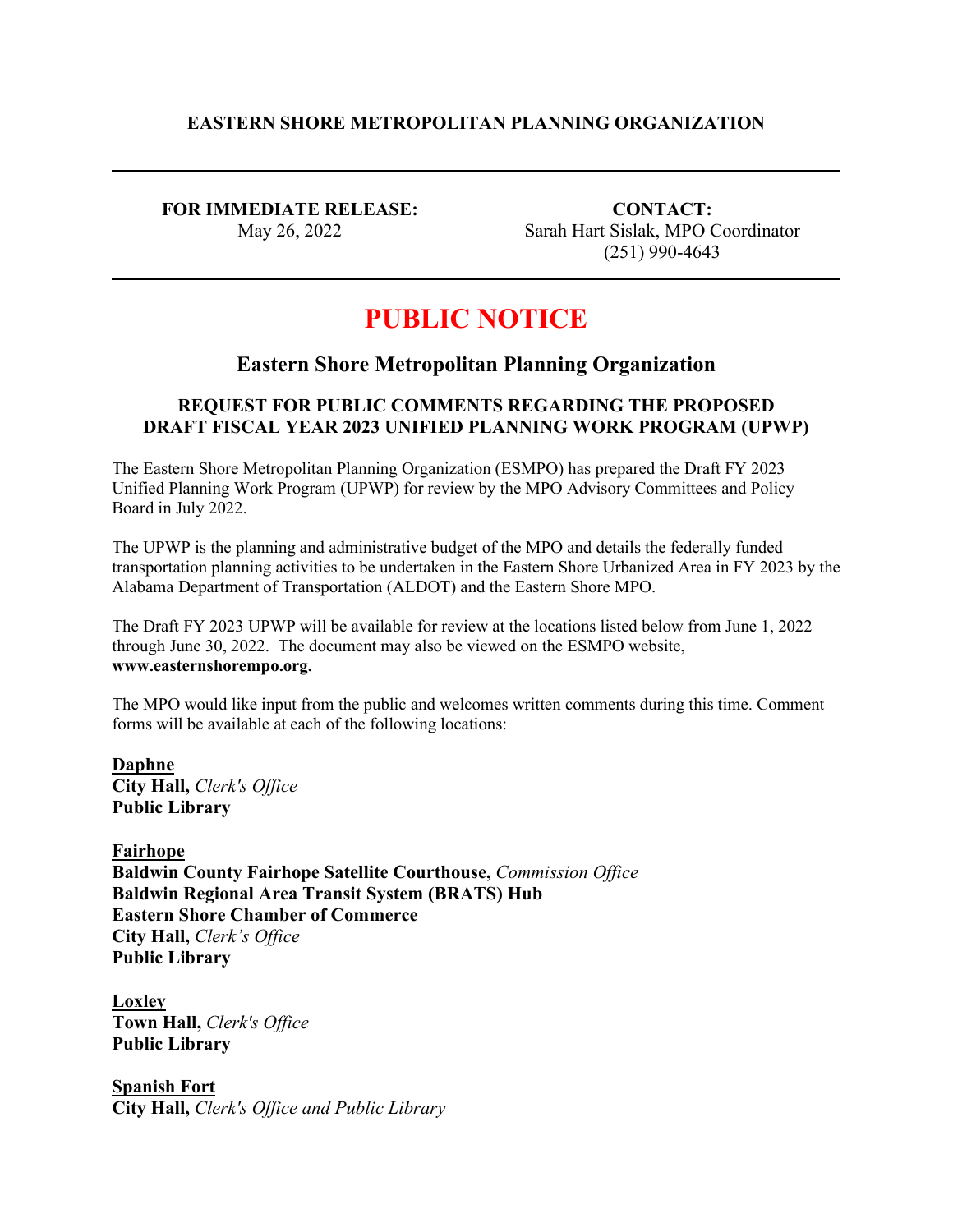**EASTERN SHORE METROPOLITAN PLANNING ORGANIZATION**

---

**FOR IMMEDIATE RELEASE:**
May 26, 2022

**CONTACT:**
Sarah Hart Sislak, MPO Coordinator
(251) 990-4643

---

# PUBLIC NOTICE

## Eastern Shore Metropolitan Planning Organization

### REQUEST FOR PUBLIC COMMENTS REGARDING THE PROPOSED DRAFT FISCAL YEAR 2023 UNIFIED PLANNING WORK PROGRAM (UPWP)

The Eastern Shore Metropolitan Planning Organization (ESMPO) has prepared the Draft FY 2023 Unified Planning Work Program (UPWP) for review by the MPO Advisory Committees and Policy Board in July 2022.

The UPWP is the planning and administrative budget of the MPO and details the federally funded transportation planning activities to be undertaken in the Eastern Shore Urbanized Area in FY 2023 by the Alabama Department of Transportation (ALDOT) and the Eastern Shore MPO.

The Draft FY 2023 UPWP will be available for review at the locations listed below from June 1, 2022 through June 30, 2022. The document may also be viewed on the ESMPO website, **www.easternshorempo.org.**

The MPO would like input from the public and welcomes written comments during this time. Comment forms will be available at each of the following locations:

**Daphne**
**City Hall,** *Clerk's Office*
**Public Library**

**Fairhope**
**Baldwin County Fairhope Satellite Courthouse,** *Commission Office*
**Baldwin Regional Area Transit System (BRATS) Hub**
**Eastern Shore Chamber of Commerce**
**City Hall,** *Clerk's Office*
**Public Library**

**Loxley**
**Town Hall,** *Clerk's Office*
**Public Library**

**Spanish Fort**
**City Hall,** *Clerk's Office and Public Library*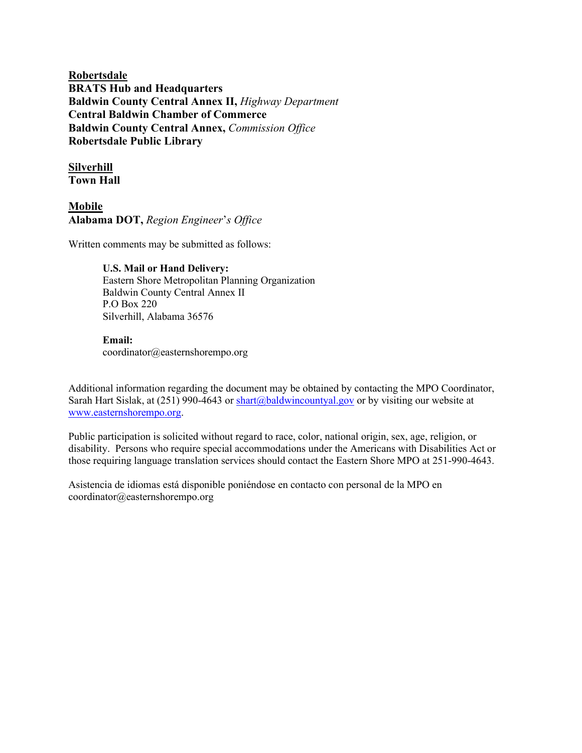**<u>Robertsdale</u>**
**BRATS Hub and Headquarters**
**Baldwin County Central Annex II,** *Highway Department*
**Central Baldwin Chamber of Commerce**
**Baldwin County Central Annex,** *Commission Office*
**Robertsdale Public Library**

**<u>Silverhill</u>**
**Town Hall**

**<u>Mobile</u>**
**Alabama DOT,** *Region Engineer's Office*

Written comments may be submitted as follows:

> **U.S. Mail or Hand Delivery:**
> Eastern Shore Metropolitan Planning Organization
> Baldwin County Central Annex II
> P.O Box 220
> Silverhill, Alabama 36576
>
> **Email:**
> coordinator@easternshorempo.org

Additional information regarding the document may be obtained by contacting the MPO Coordinator, Sarah Hart Sislak, at (251) 990-4643 or shart@baldwincountyal.gov or by visiting our website at www.easternshorempo.org.

Public participation is solicited without regard to race, color, national origin, sex, age, religion, or disability. Persons who require special accommodations under the Americans with Disabilities Act or those requiring language translation services should contact the Eastern Shore MPO at 251-990-4643.

Asistencia de idiomas está disponible poniéndose en contacto con personal de la MPO en coordinator@easternshorempo.org